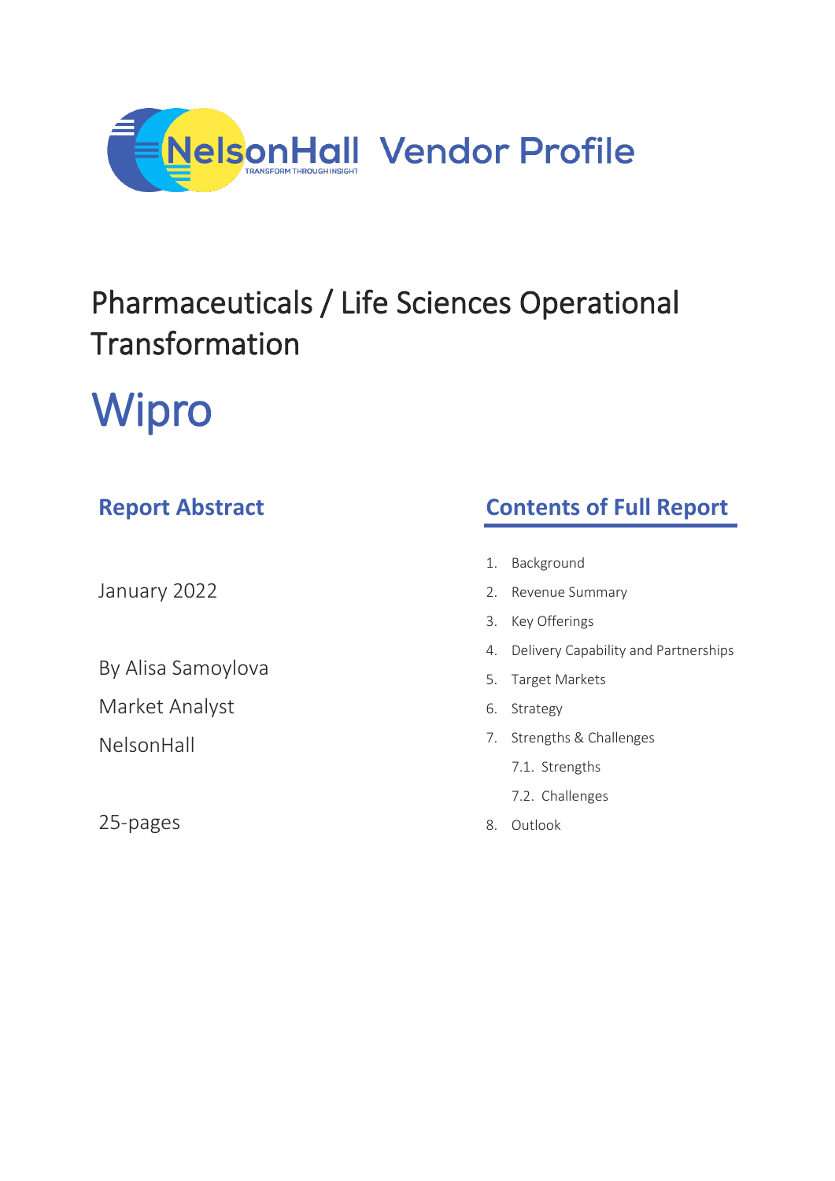NelsonHall Vendor Profile

# Pharmaceuticals / Life Sciences Operational Transformation

# Wipro

## Report Abstract

January 2022

By Alisa Samoylova

Market Analyst

NelsonHall

25-pages

## Contents of Full Report

1. Background
2. Revenue Summary
3. Key Offerings
4. Delivery Capability and Partnerships
5. Target Markets
6. Strategy
7. Strengths & Challenges
   - 7.1. Strengths
   - 7.2. Challenges
8. Outlook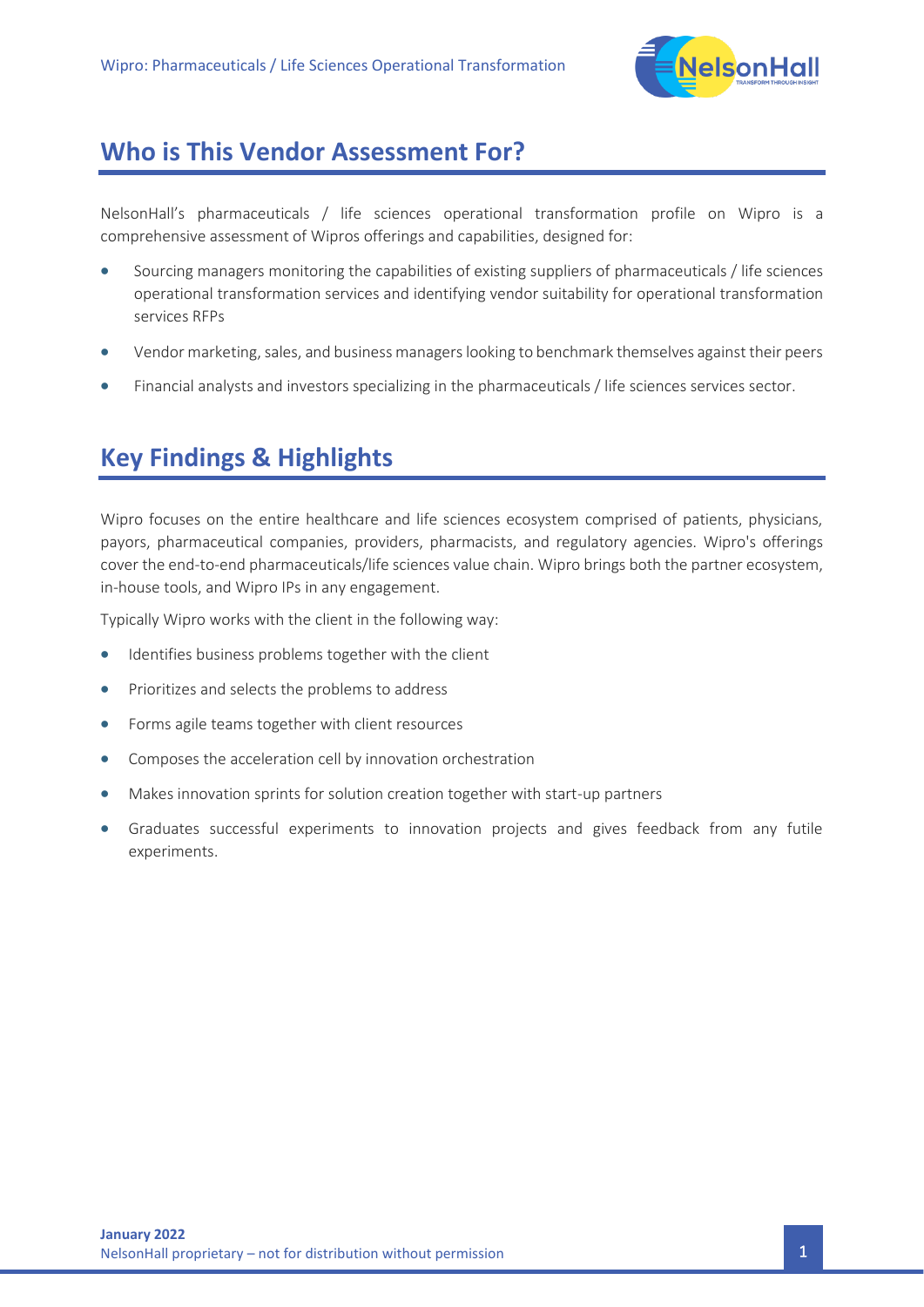## Who is This Vendor Assessment For?

NelsonHall's pharmaceuticals / life sciences operational transformation profile on Wipro is a comprehensive assessment of Wipros offerings and capabilities, designed for:

- Sourcing managers monitoring the capabilities of existing suppliers of pharmaceuticals / life sciences operational transformation services and identifying vendor suitability for operational transformation services RFPs
- Vendor marketing, sales, and business managers looking to benchmark themselves against their peers
- Financial analysts and investors specializing in the pharmaceuticals / life sciences services sector.

## Key Findings & Highlights

Wipro focuses on the entire healthcare and life sciences ecosystem comprised of patients, physicians, payors, pharmaceutical companies, providers, pharmacists, and regulatory agencies. Wipro's offerings cover the end-to-end pharmaceuticals/life sciences value chain. Wipro brings both the partner ecosystem, in-house tools, and Wipro IPs in any engagement.

Typically Wipro works with the client in the following way:

- Identifies business problems together with the client
- Prioritizes and selects the problems to address
- Forms agile teams together with client resources
- Composes the acceleration cell by innovation orchestration
- Makes innovation sprints for solution creation together with start-up partners
- Graduates successful experiments to innovation projects and gives feedback from any futile experiments.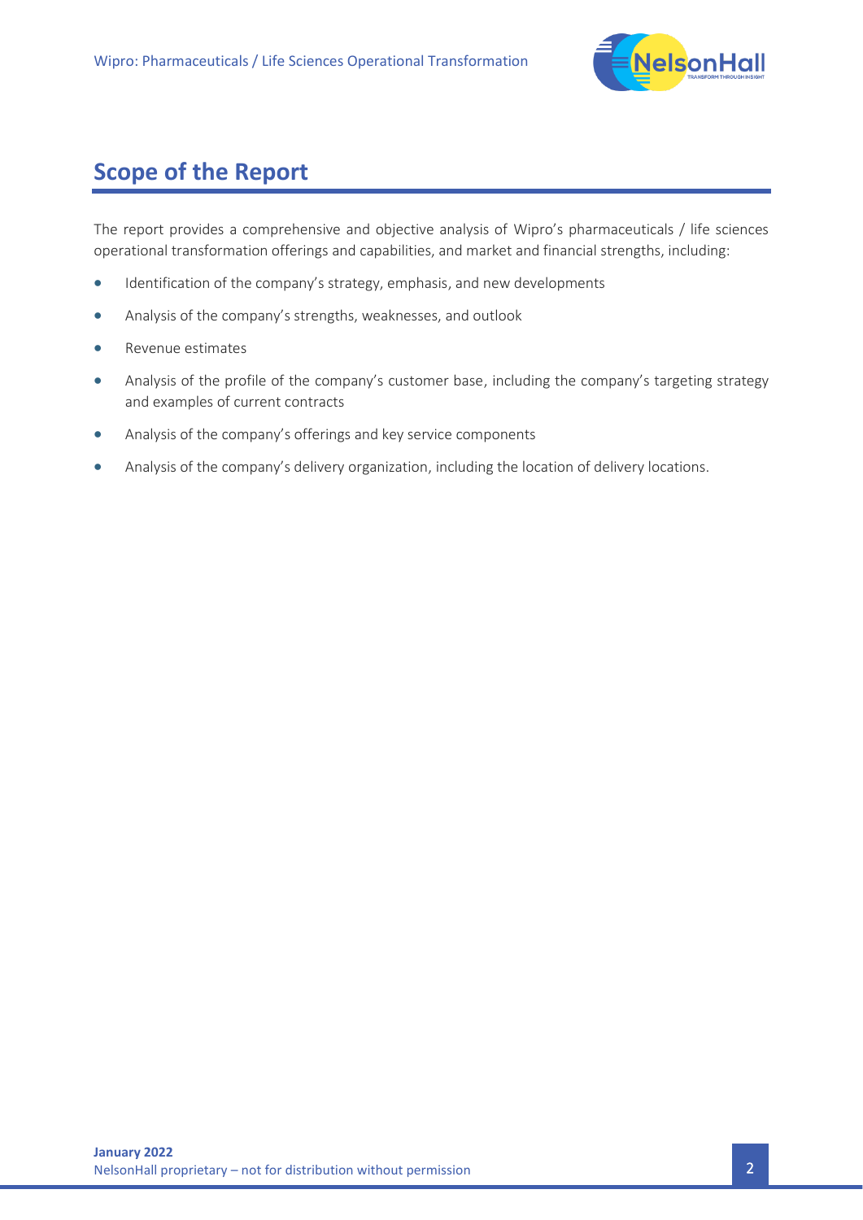## Scope of the Report

The report provides a comprehensive and objective analysis of Wipro's pharmaceuticals / life sciences operational transformation offerings and capabilities, and market and financial strengths, including:

- Identification of the company's strategy, emphasis, and new developments
- Analysis of the company's strengths, weaknesses, and outlook
- Revenue estimates
- Analysis of the profile of the company's customer base, including the company's targeting strategy and examples of current contracts
- Analysis of the company's offerings and key service components
- Analysis of the company's delivery organization, including the location of delivery locations.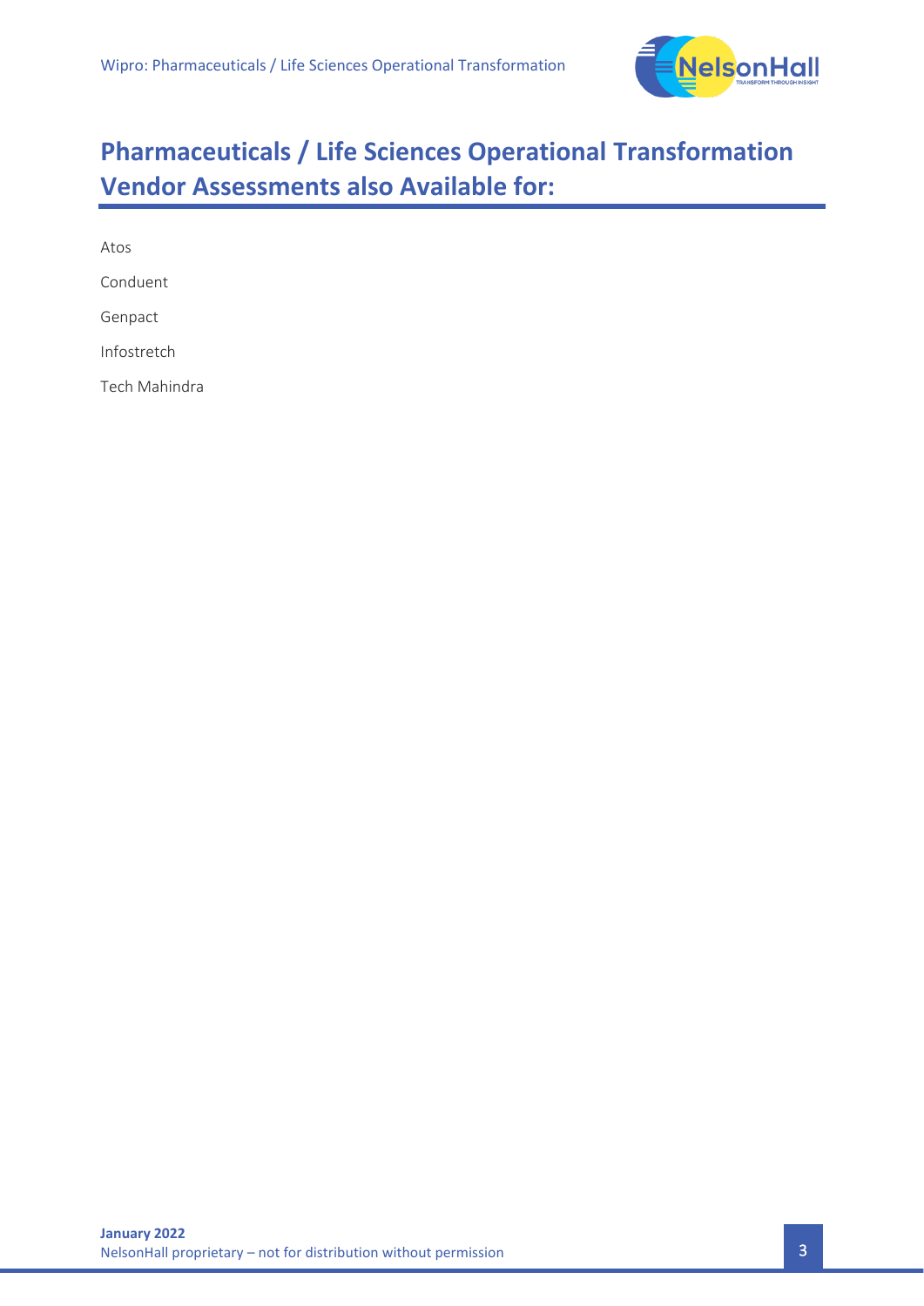# Pharmaceuticals / Life Sciences Operational Transformation Vendor Assessments also Available for:

Atos

Conduent

Genpact

Infostretch

Tech Mahindra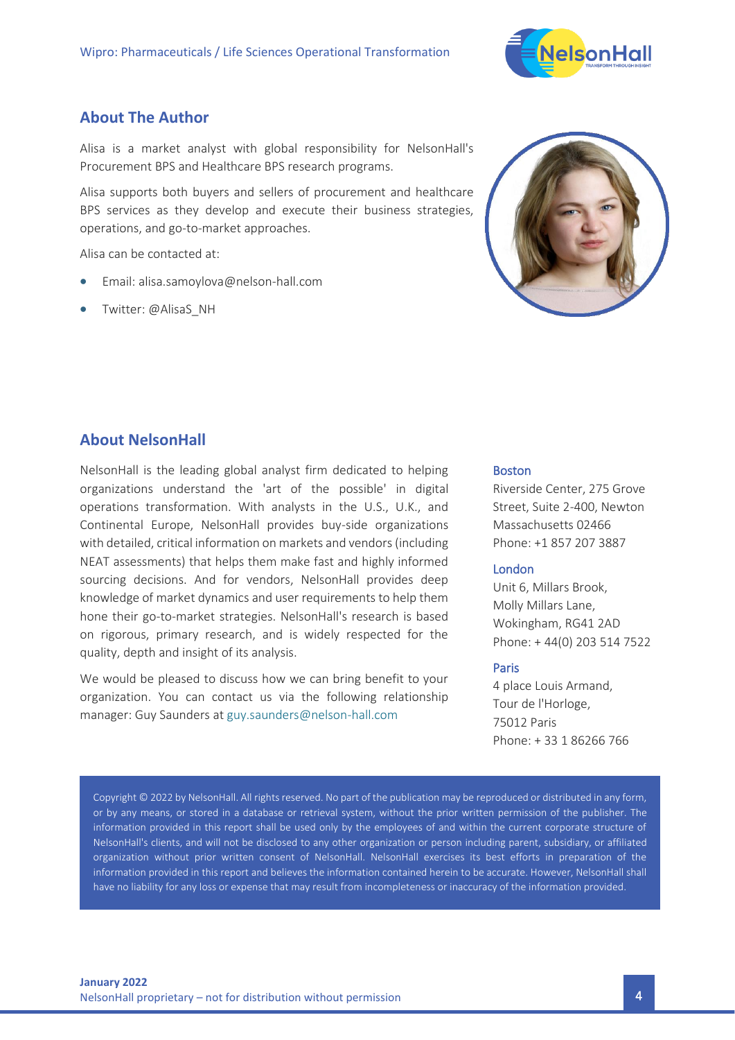## About The Author

Alisa is a market analyst with global responsibility for NelsonHall's Procurement BPS and Healthcare BPS research programs.

Alisa supports both buyers and sellers of procurement and healthcare BPS services as they develop and execute their business strategies, operations, and go-to-market approaches.

Alisa can be contacted at:

- Email: alisa.samoylova@nelson-hall.com
- Twitter: @AlisaS_NH

## About NelsonHall

NelsonHall is the leading global analyst firm dedicated to helping organizations understand the 'art of the possible' in digital operations transformation. With analysts in the U.S., U.K., and Continental Europe, NelsonHall provides buy-side organizations with detailed, critical information on markets and vendors (including NEAT assessments) that helps them make fast and highly informed sourcing decisions. And for vendors, NelsonHall provides deep knowledge of market dynamics and user requirements to help them hone their go-to-market strategies. NelsonHall's research is based on rigorous, primary research, and is widely respected for the quality, depth and insight of its analysis.

We would be pleased to discuss how we can bring benefit to your organization. You can contact us via the following relationship manager: Guy Saunders at guy.saunders@nelson-hall.com

**Boston**
Riverside Center, 275 Grove Street, Suite 2-400, Newton
Massachusetts 02466
Phone: +1 857 207 3887

**London**
Unit 6, Millars Brook,
Molly Millars Lane,
Wokingham, RG41 2AD
Phone: + 44(0) 203 514 7522

**Paris**
4 place Louis Armand,
Tour de l'Horloge,
75012 Paris
Phone: + 33 1 86266 766

Copyright © 2022 by NelsonHall. All rights reserved. No part of the publication may be reproduced or distributed in any form, or by any means, or stored in a database or retrieval system, without the prior written permission of the publisher. The information provided in this report shall be used only by the employees of and within the current corporate structure of NelsonHall's clients, and will not be disclosed to any other organization or person including parent, subsidiary, or affiliated organization without prior written consent of NelsonHall. NelsonHall exercises its best efforts in preparation of the information provided in this report and believes the information contained herein to be accurate. However, NelsonHall shall have no liability for any loss or expense that may result from incompleteness or inaccuracy of the information provided.